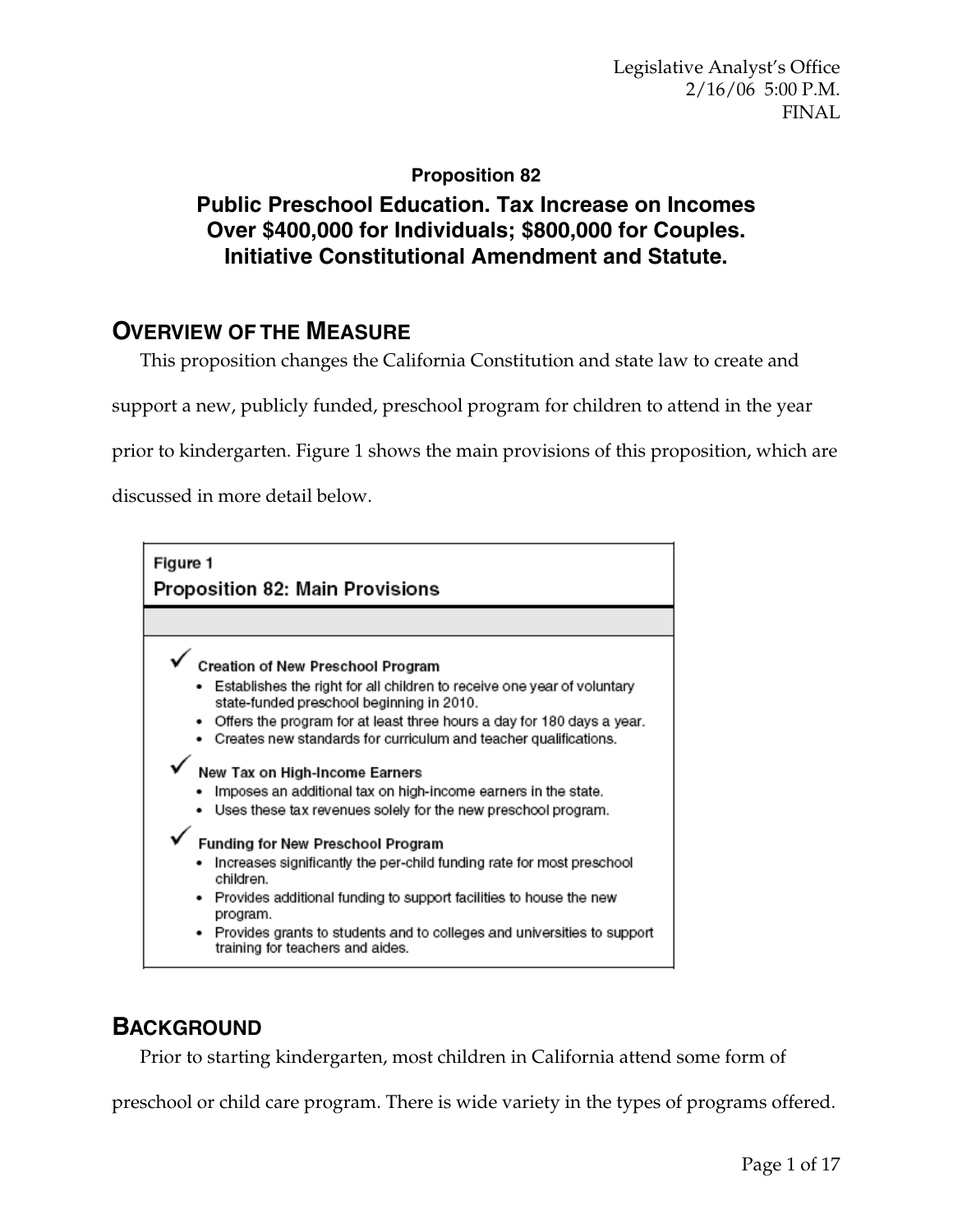Legislative Analyst's Office
2/16/06 5:00 P.M.
FINAL

**Proposition 82**

## Public Preschool Education. Tax Increase on Incomes Over $400,000 for Individuals; $800,000 for Couples. Initiative Constitutional Amendment and Statute.

## Overview of the Measure

This proposition changes the California Constitution and state law to create and support a new, publicly funded, preschool program for children to attend in the year prior to kindergarten. Figure 1 shows the main provisions of this proposition, which are discussed in more detail below.

**Figure 1**
**Proposition 82: Main Provisions**

✓ **Creation of New Preschool Program**
- Establishes the right for all children to receive one year of voluntary state-funded preschool beginning in 2010.
- Offers the program for at least three hours a day for 180 days a year.
- Creates new standards for curriculum and teacher qualifications.

✓ **New Tax on High-Income Earners**
- Imposes an additional tax on high-income earners in the state.
- Uses these tax revenues solely for the new preschool program.

✓ **Funding for New Preschool Program**
- Increases significantly the per-child funding rate for most preschool children.
- Provides additional funding to support facilities to house the new program.
- Provides grants to students and to colleges and universities to support training for teachers and aides.

## Background

Prior to starting kindergarten, most children in California attend some form of preschool or child care program. There is wide variety in the types of programs offered.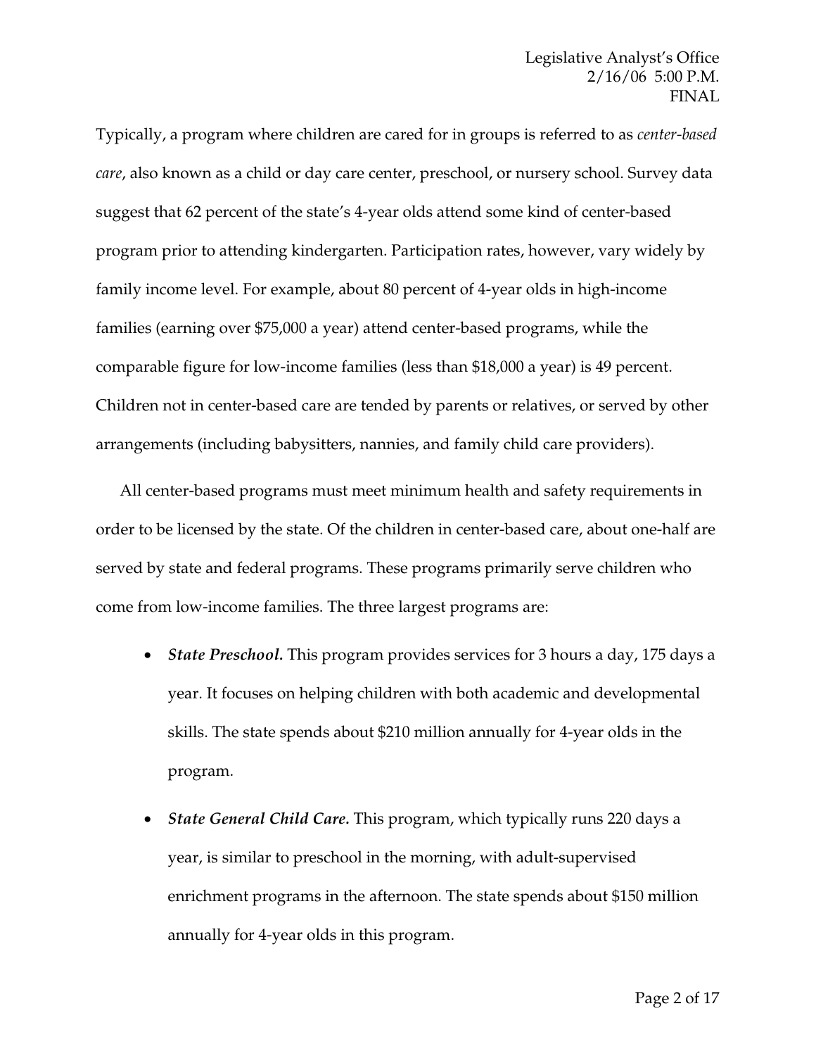Typically, a program where children are cared for in groups is referred to as *center-based care*, also known as a child or day care center, preschool, or nursery school. Survey data suggest that 62 percent of the state's 4-year olds attend some kind of center-based program prior to attending kindergarten. Participation rates, however, vary widely by family income level. For example, about 80 percent of 4-year olds in high-income families (earning over $75,000 a year) attend center-based programs, while the comparable figure for low-income families (less than $18,000 a year) is 49 percent. Children not in center-based care are tended by parents or relatives, or served by other arrangements (including babysitters, nannies, and family child care providers).

All center-based programs must meet minimum health and safety requirements in order to be licensed by the state. Of the children in center-based care, about one-half are served by state and federal programs. These programs primarily serve children who come from low-income families. The three largest programs are:

- ***State Preschool.*** This program provides services for 3 hours a day, 175 days a year. It focuses on helping children with both academic and developmental skills. The state spends about $210 million annually for 4-year olds in the program.
- ***State General Child Care.*** This program, which typically runs 220 days a year, is similar to preschool in the morning, with adult-supervised enrichment programs in the afternoon. The state spends about $150 million annually for 4-year olds in this program.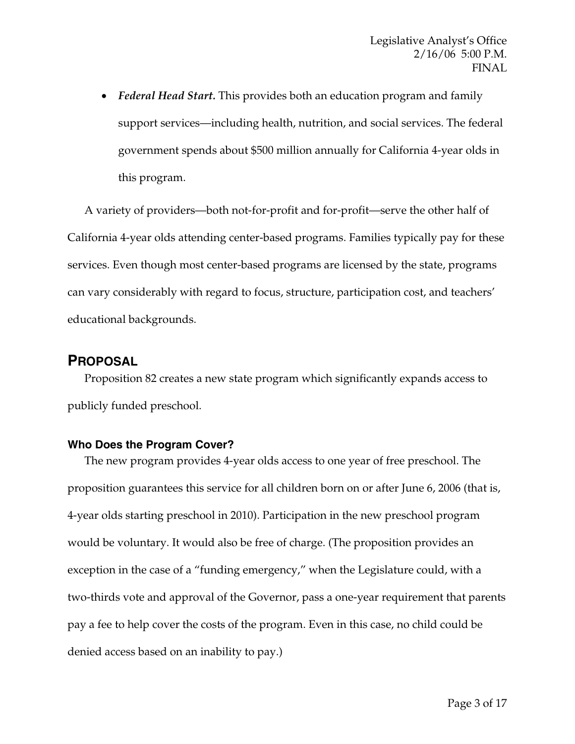- ***Federal Head Start.*** This provides both an education program and family support services—including health, nutrition, and social services. The federal government spends about $500 million annually for California 4-year olds in this program.

A variety of providers—both not-for-profit and for-profit—serve the other half of California 4-year olds attending center-based programs. Families typically pay for these services. Even though most center-based programs are licensed by the state, programs can vary considerably with regard to focus, structure, participation cost, and teachers' educational backgrounds.

## PROPOSAL

Proposition 82 creates a new state program which significantly expands access to publicly funded preschool.

### Who Does the Program Cover?

The new program provides 4-year olds access to one year of free preschool. The proposition guarantees this service for all children born on or after June 6, 2006 (that is, 4-year olds starting preschool in 2010). Participation in the new preschool program would be voluntary. It would also be free of charge. (The proposition provides an exception in the case of a "funding emergency," when the Legislature could, with a two-thirds vote and approval of the Governor, pass a one-year requirement that parents pay a fee to help cover the costs of the program. Even in this case, no child could be denied access based on an inability to pay.)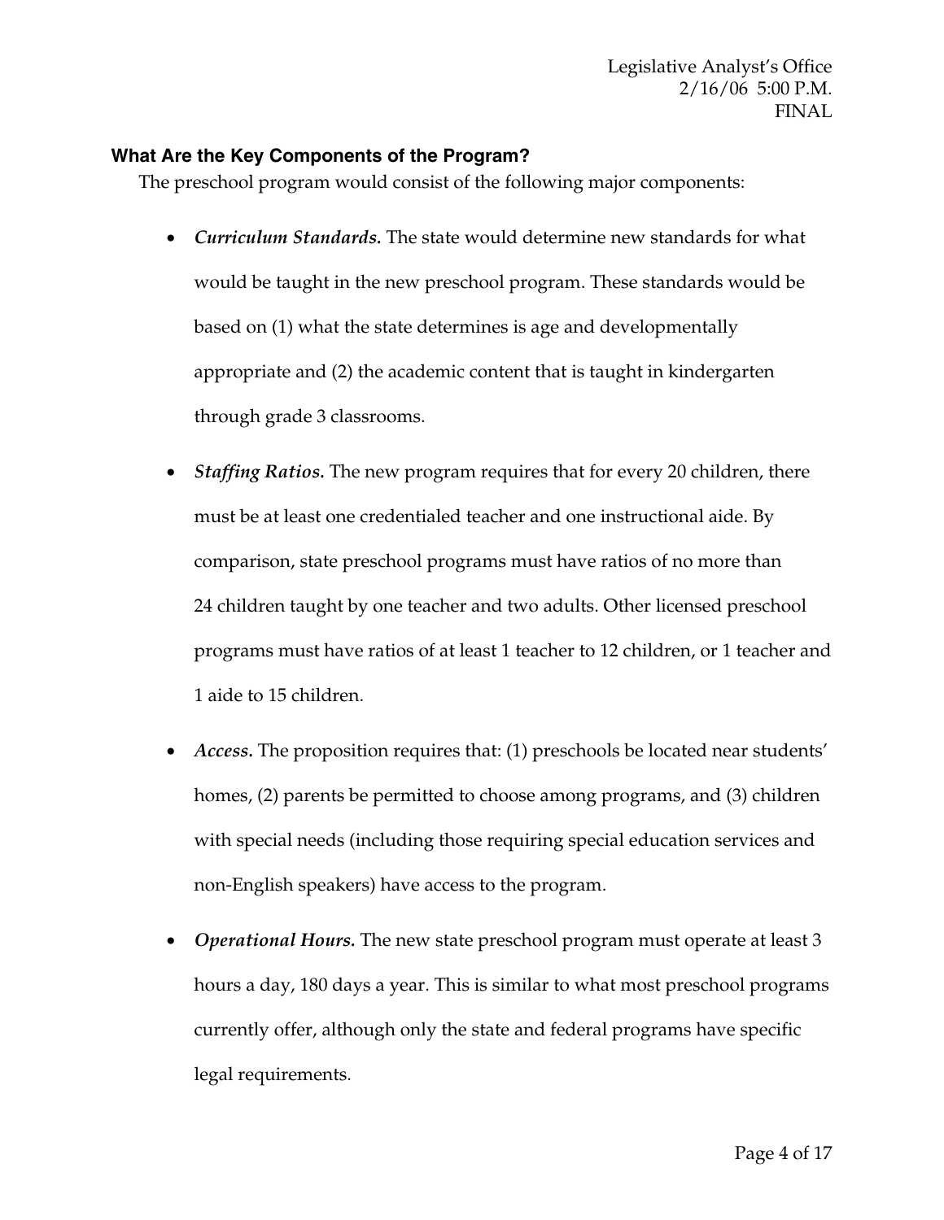### What Are the Key Components of the Program?

The preschool program would consist of the following major components:

- ***Curriculum Standards.*** The state would determine new standards for what would be taught in the new preschool program. These standards would be based on (1) what the state determines is age and developmentally appropriate and (2) the academic content that is taught in kindergarten through grade 3 classrooms.
- ***Staffing Ratios.*** The new program requires that for every 20 children, there must be at least one credentialed teacher and one instructional aide. By comparison, state preschool programs must have ratios of no more than 24 children taught by one teacher and two adults. Other licensed preschool programs must have ratios of at least 1 teacher to 12 children, or 1 teacher and 1 aide to 15 children.
- ***Access.*** The proposition requires that: (1) preschools be located near students' homes, (2) parents be permitted to choose among programs, and (3) children with special needs (including those requiring special education services and non-English speakers) have access to the program.
- ***Operational Hours.*** The new state preschool program must operate at least 3 hours a day, 180 days a year. This is similar to what most preschool programs currently offer, although only the state and federal programs have specific legal requirements.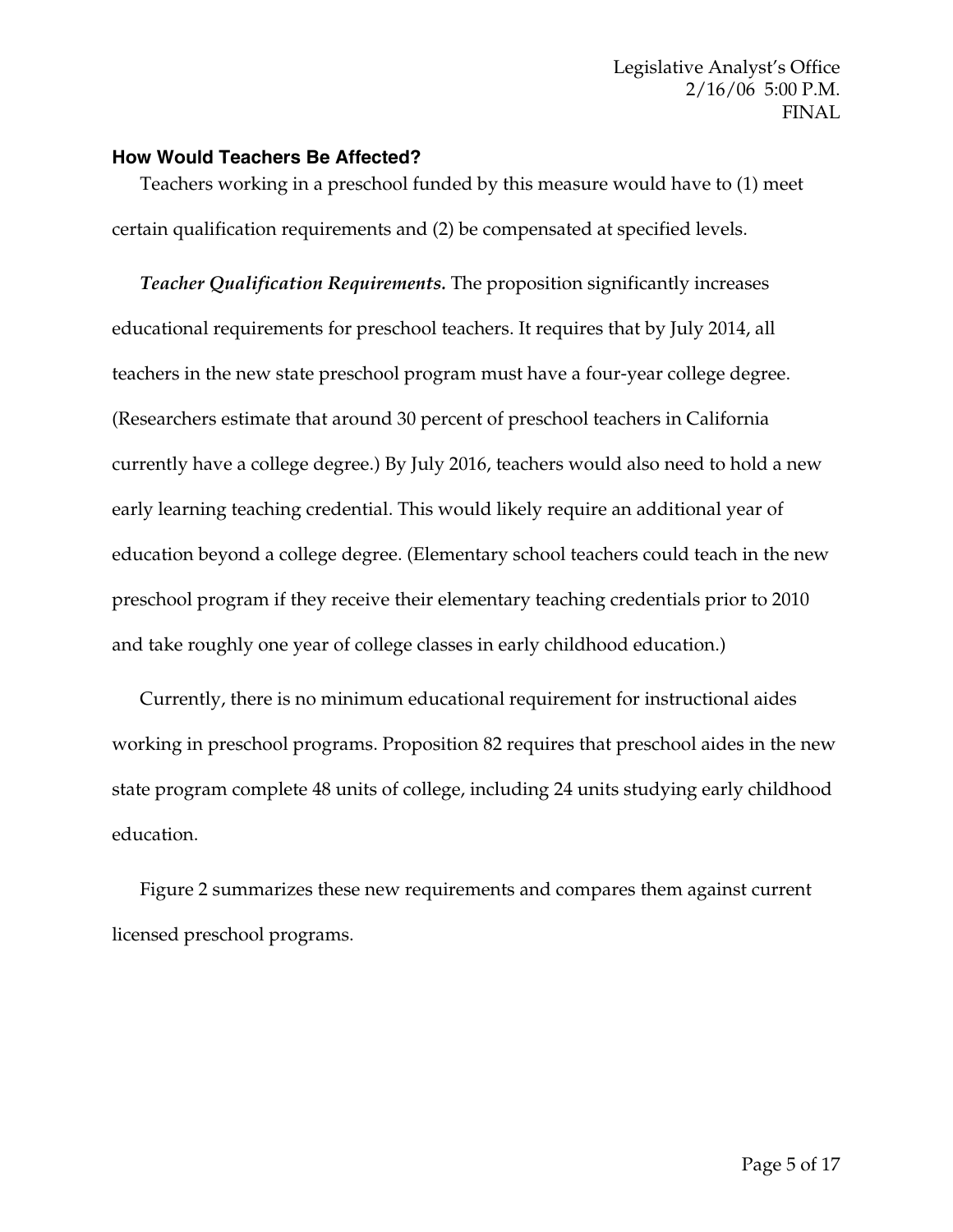### How Would Teachers Be Affected?

Teachers working in a preschool funded by this measure would have to (1) meet certain qualification requirements and (2) be compensated at specified levels.

***Teacher Qualification Requirements.*** The proposition significantly increases educational requirements for preschool teachers. It requires that by July 2014, all teachers in the new state preschool program must have a four-year college degree. (Researchers estimate that around 30 percent of preschool teachers in California currently have a college degree.) By July 2016, teachers would also need to hold a new early learning teaching credential. This would likely require an additional year of education beyond a college degree. (Elementary school teachers could teach in the new preschool program if they receive their elementary teaching credentials prior to 2010 and take roughly one year of college classes in early childhood education.)

Currently, there is no minimum educational requirement for instructional aides working in preschool programs. Proposition 82 requires that preschool aides in the new state program complete 48 units of college, including 24 units studying early childhood education.

Figure 2 summarizes these new requirements and compares them against current licensed preschool programs.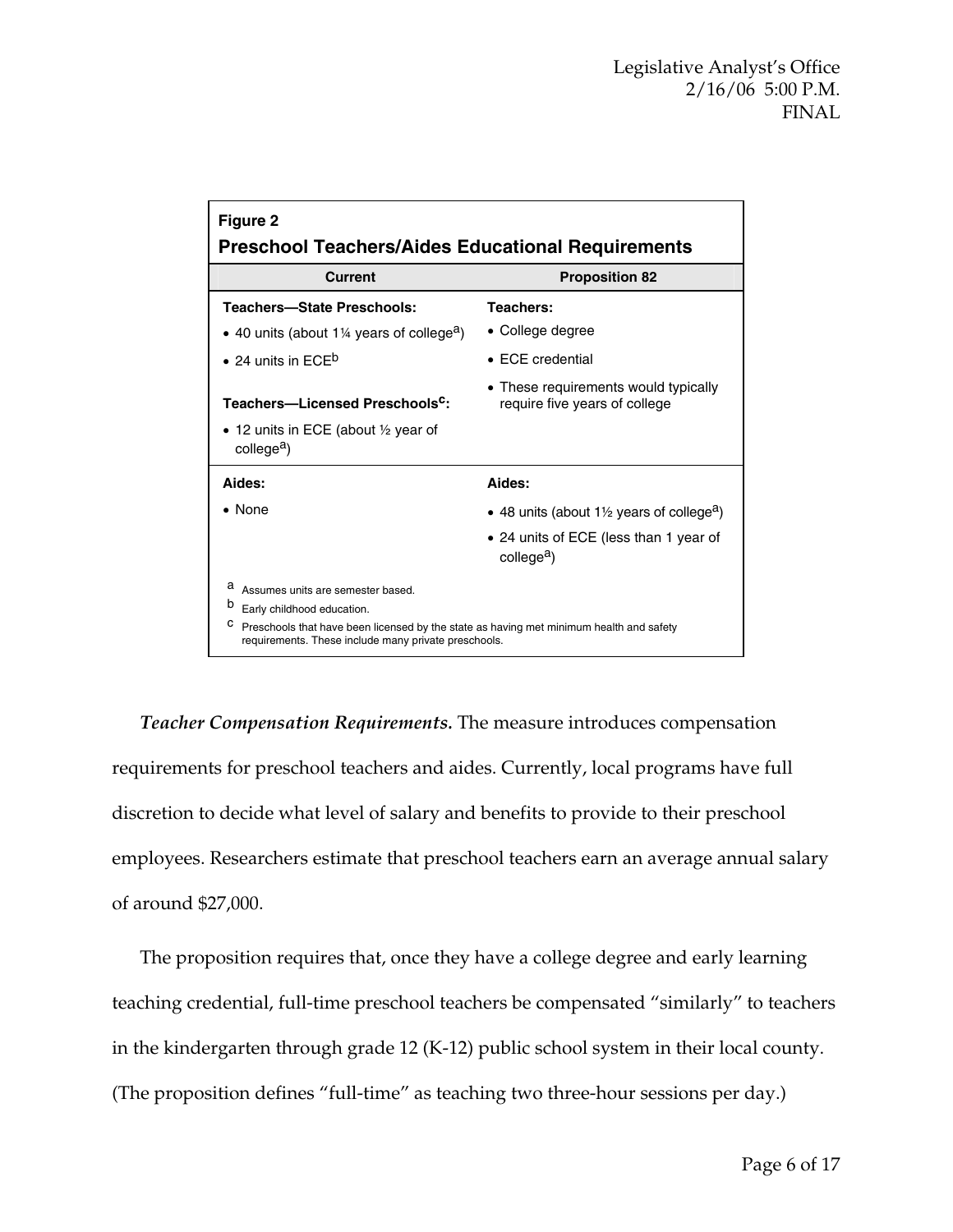**Figure 2**

**Preschool Teachers/Aides Educational Requirements**

| Current | Proposition 82 |
|---|---|
| **Teachers—State Preschools:**<br>• 40 units (about 1¼ years of college[a])<br>• 24 units in ECE[b]<br><br>**Teachers—Licensed Preschools[c]:**<br>• 12 units in ECE (about ½ year of college[a]) | **Teachers:**<br>• College degree<br>• ECE credential<br>• These requirements would typically require five years of college |
| **Aides:**<br>• None | **Aides:**<br>• 48 units (about 1½ years of college[a])<br>• 24 units of ECE (less than 1 year of college[a]) |

[a] Assumes units are semester based.
[b] Early childhood education.
[c] Preschools that have been licensed by the state as having met minimum health and safety requirements. These include many private preschools.

***Teacher Compensation Requirements.*** The measure introduces compensation requirements for preschool teachers and aides. Currently, local programs have full discretion to decide what level of salary and benefits to provide to their preschool employees. Researchers estimate that preschool teachers earn an average annual salary of around $27,000.

The proposition requires that, once they have a college degree and early learning teaching credential, full-time preschool teachers be compensated "similarly" to teachers in the kindergarten through grade 12 (K-12) public school system in their local county. (The proposition defines "full-time" as teaching two three-hour sessions per day.)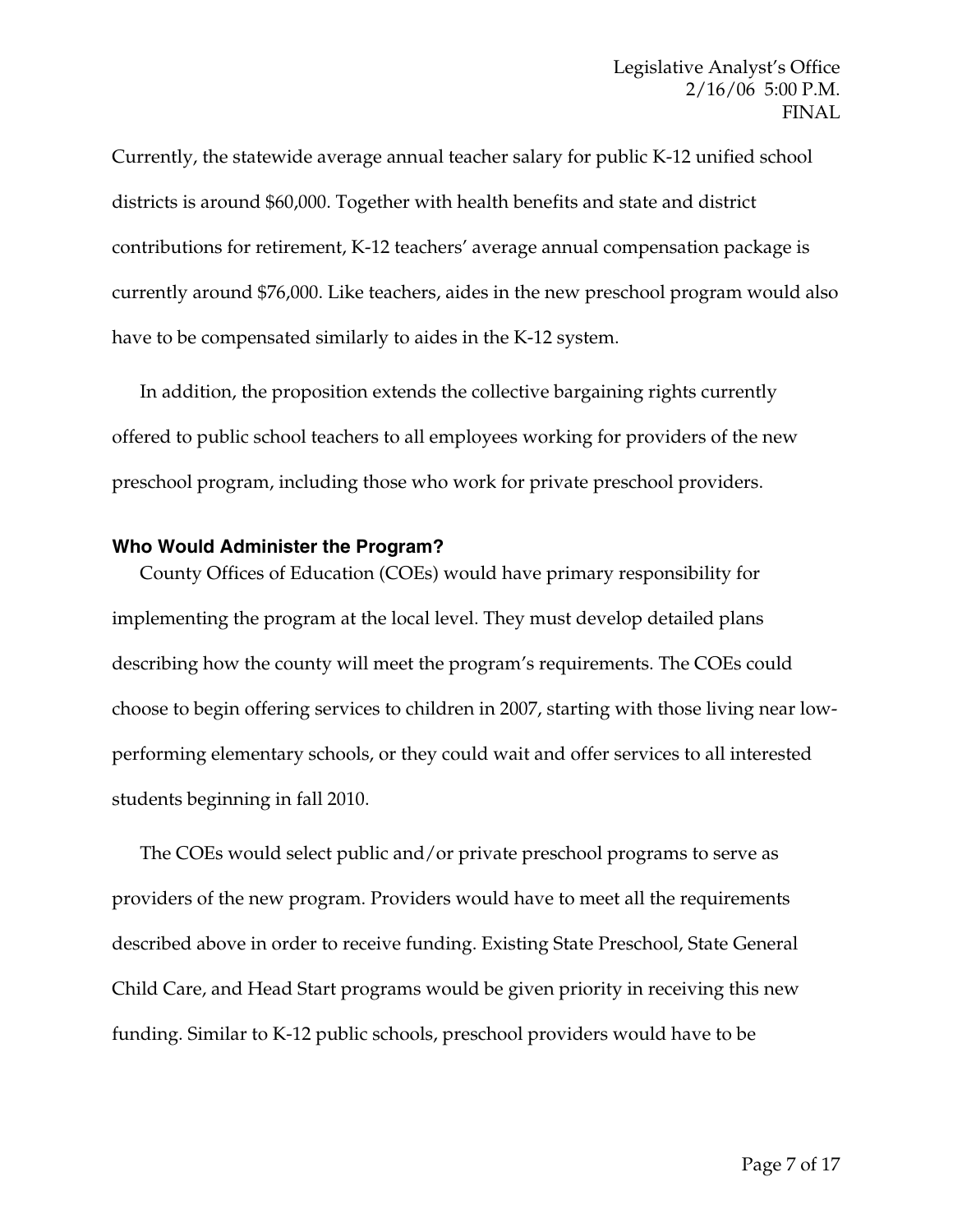Currently, the statewide average annual teacher salary for public K-12 unified school districts is around $60,000. Together with health benefits and state and district contributions for retirement, K-12 teachers' average annual compensation package is currently around $76,000. Like teachers, aides in the new preschool program would also have to be compensated similarly to aides in the K-12 system.

In addition, the proposition extends the collective bargaining rights currently offered to public school teachers to all employees working for providers of the new preschool program, including those who work for private preschool providers.

### Who Would Administer the Program?

County Offices of Education (COEs) would have primary responsibility for implementing the program at the local level. They must develop detailed plans describing how the county will meet the program's requirements. The COEs could choose to begin offering services to children in 2007, starting with those living near low-performing elementary schools, or they could wait and offer services to all interested students beginning in fall 2010.

The COEs would select public and/or private preschool programs to serve as providers of the new program. Providers would have to meet all the requirements described above in order to receive funding. Existing State Preschool, State General Child Care, and Head Start programs would be given priority in receiving this new funding. Similar to K-12 public schools, preschool providers would have to be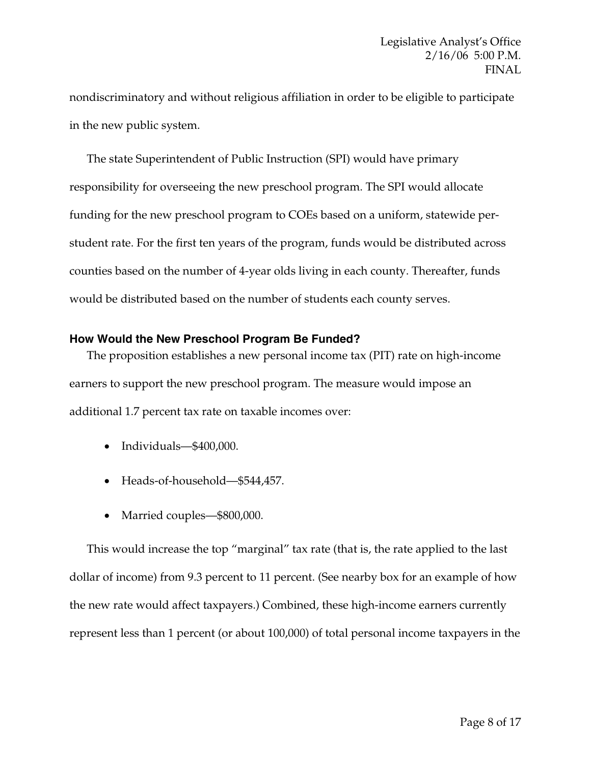nondiscriminatory and without religious affiliation in order to be eligible to participate in the new public system.

The state Superintendent of Public Instruction (SPI) would have primary responsibility for overseeing the new preschool program. The SPI would allocate funding for the new preschool program to COEs based on a uniform, statewide per-student rate. For the first ten years of the program, funds would be distributed across counties based on the number of 4-year olds living in each county. Thereafter, funds would be distributed based on the number of students each county serves.

### How Would the New Preschool Program Be Funded?

The proposition establishes a new personal income tax (PIT) rate on high-income earners to support the new preschool program. The measure would impose an additional 1.7 percent tax rate on taxable incomes over:

- Individuals—$400,000.
- Heads-of-household—$544,457.
- Married couples—$800,000.

This would increase the top "marginal" tax rate (that is, the rate applied to the last dollar of income) from 9.3 percent to 11 percent. (See nearby box for an example of how the new rate would affect taxpayers.) Combined, these high-income earners currently represent less than 1 percent (or about 100,000) of total personal income taxpayers in the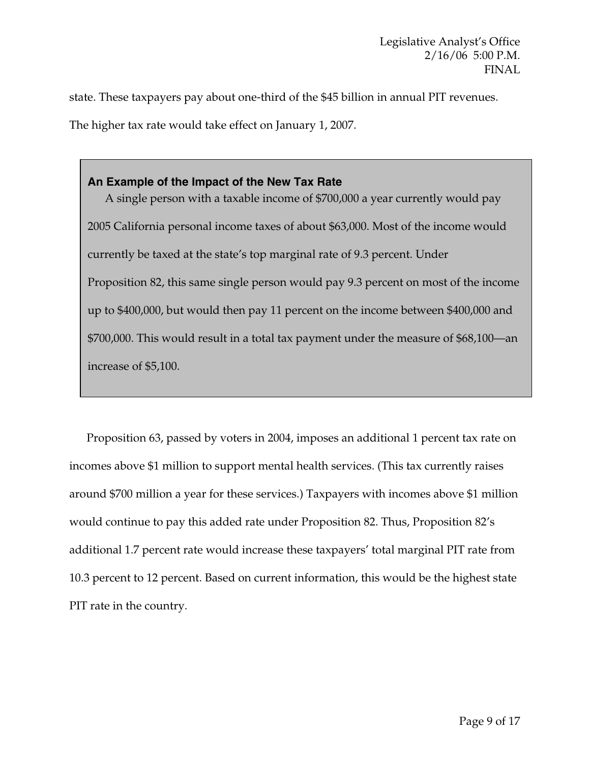state. These taxpayers pay about one-third of the $45 billion in annual PIT revenues. The higher tax rate would take effect on January 1, 2007.

> **An Example of the Impact of the New Tax Rate**
>
> A single person with a taxable income of $700,000 a year currently would pay 2005 California personal income taxes of about $63,000. Most of the income would currently be taxed at the state's top marginal rate of 9.3 percent. Under Proposition 82, this same single person would pay 9.3 percent on most of the income up to $400,000, but would then pay 11 percent on the income between $400,000 and $700,000. This would result in a total tax payment under the measure of $68,100—an increase of $5,100.

Proposition 63, passed by voters in 2004, imposes an additional 1 percent tax rate on incomes above $1 million to support mental health services. (This tax currently raises around $700 million a year for these services.) Taxpayers with incomes above $1 million would continue to pay this added rate under Proposition 82. Thus, Proposition 82's additional 1.7 percent rate would increase these taxpayers' total marginal PIT rate from 10.3 percent to 12 percent. Based on current information, this would be the highest state PIT rate in the country.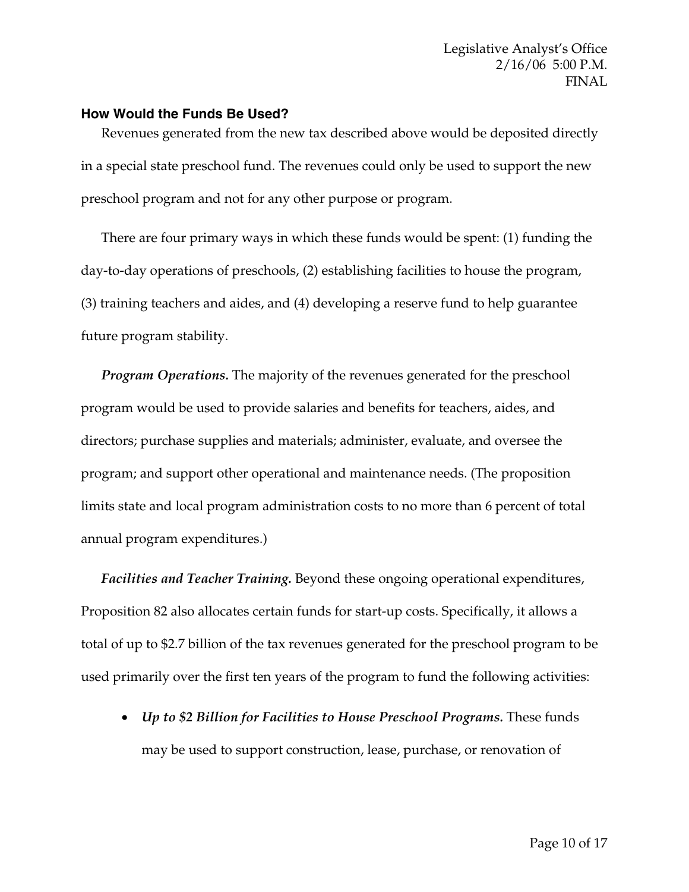### How Would the Funds Be Used?

Revenues generated from the new tax described above would be deposited directly in a special state preschool fund. The revenues could only be used to support the new preschool program and not for any other purpose or program.

There are four primary ways in which these funds would be spent: (1) funding the day-to-day operations of preschools, (2) establishing facilities to house the program, (3) training teachers and aides, and (4) developing a reserve fund to help guarantee future program stability.

***Program Operations.*** The majority of the revenues generated for the preschool program would be used to provide salaries and benefits for teachers, aides, and directors; purchase supplies and materials; administer, evaluate, and oversee the program; and support other operational and maintenance needs. (The proposition limits state and local program administration costs to no more than 6 percent of total annual program expenditures.)

***Facilities and Teacher Training.*** Beyond these ongoing operational expenditures, Proposition 82 also allocates certain funds for start-up costs. Specifically, it allows a total of up to $2.7 billion of the tax revenues generated for the preschool program to be used primarily over the first ten years of the program to fund the following activities:

- ***Up to $2 Billion for Facilities to House Preschool Programs.*** These funds may be used to support construction, lease, purchase, or renovation of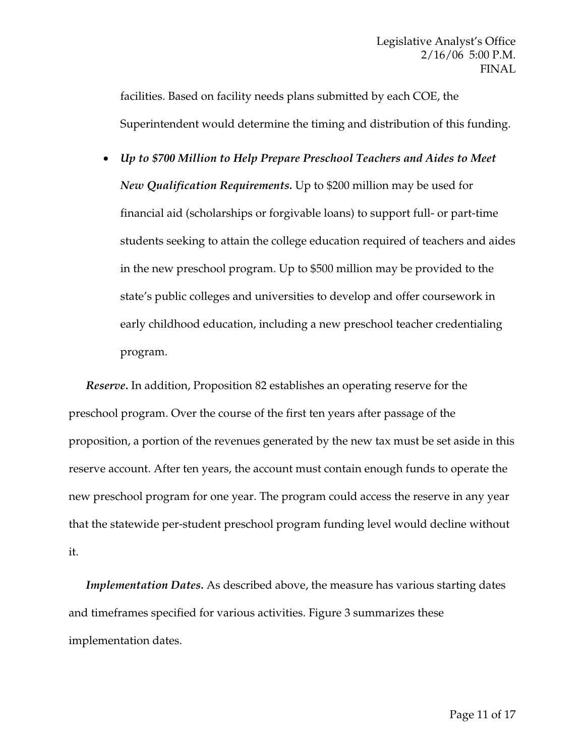facilities. Based on facility needs plans submitted by each COE, the Superintendent would determine the timing and distribution of this funding.

- ***Up to $700 Million to Help Prepare Preschool Teachers and Aides to Meet New Qualification Requirements.*** Up to $200 million may be used for financial aid (scholarships or forgivable loans) to support full- or part-time students seeking to attain the college education required of teachers and aides in the new preschool program. Up to $500 million may be provided to the state's public colleges and universities to develop and offer coursework in early childhood education, including a new preschool teacher credentialing program.

***Reserve.*** In addition, Proposition 82 establishes an operating reserve for the preschool program. Over the course of the first ten years after passage of the proposition, a portion of the revenues generated by the new tax must be set aside in this reserve account. After ten years, the account must contain enough funds to operate the new preschool program for one year. The program could access the reserve in any year that the statewide per-student preschool program funding level would decline without it.

***Implementation Dates.*** As described above, the measure has various starting dates and timeframes specified for various activities. Figure 3 summarizes these implementation dates.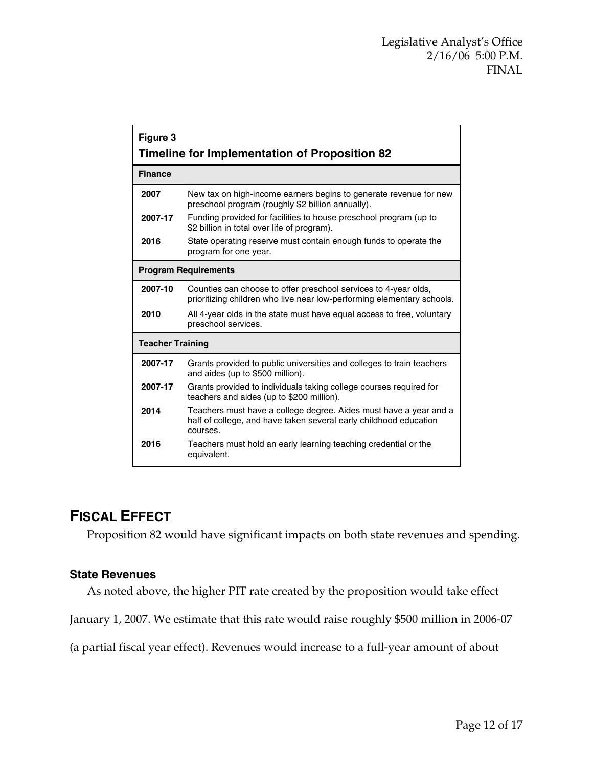**Figure 3**

**Timeline for Implementation of Proposition 82**

| | |
|---|---|
| **Finance** | |
| **2007** | New tax on high-income earners begins to generate revenue for new preschool program (roughly $2 billion annually). |
| **2007-17** | Funding provided for facilities to house preschool program (up to $2 billion in total over life of program). |
| **2016** | State operating reserve must contain enough funds to operate the program for one year. |
| **Program Requirements** | |
| **2007-10** | Counties can choose to offer preschool services to 4-year olds, prioritizing children who live near low-performing elementary schools. |
| **2010** | All 4-year olds in the state must have equal access to free, voluntary preschool services. |
| **Teacher Training** | |
| **2007-17** | Grants provided to public universities and colleges to train teachers and aides (up to $500 million). |
| **2007-17** | Grants provided to individuals taking college courses required for teachers and aides (up to $200 million). |
| **2014** | Teachers must have a college degree. Aides must have a year and a half of college, and have taken several early childhood education courses. |
| **2016** | Teachers must hold an early learning teaching credential or the equivalent. |

## FISCAL EFFECT

Proposition 82 would have significant impacts on both state revenues and spending.

### State Revenues

As noted above, the higher PIT rate created by the proposition would take effect January 1, 2007. We estimate that this rate would raise roughly $500 million in 2006-07 (a partial fiscal year effect). Revenues would increase to a full-year amount of about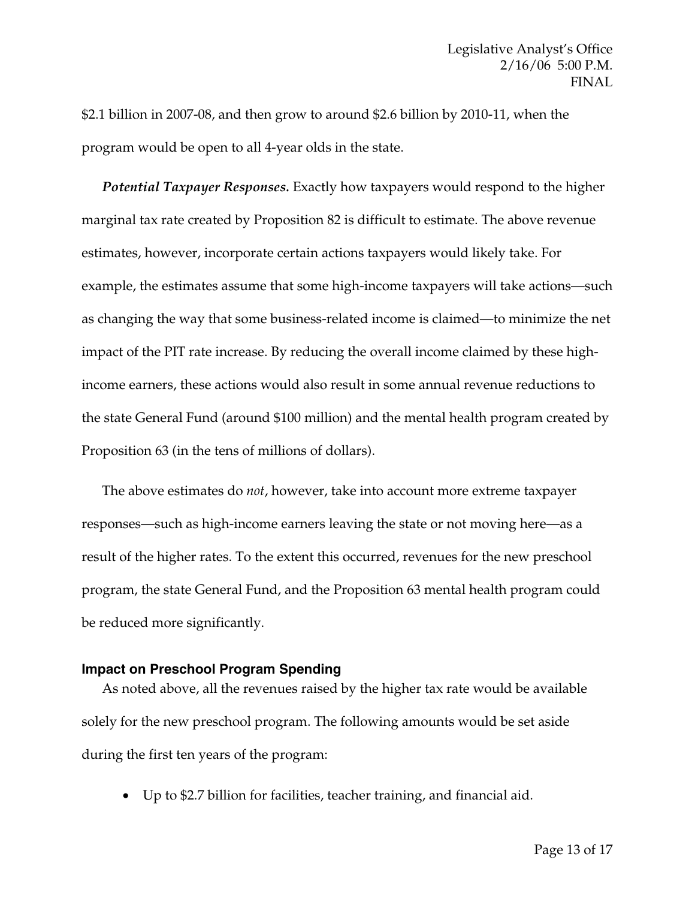$2.1 billion in 2007-08, and then grow to around $2.6 billion by 2010-11, when the program would be open to all 4-year olds in the state.

***Potential Taxpayer Responses.*** Exactly how taxpayers would respond to the higher marginal tax rate created by Proposition 82 is difficult to estimate. The above revenue estimates, however, incorporate certain actions taxpayers would likely take. For example, the estimates assume that some high-income taxpayers will take actions—such as changing the way that some business-related income is claimed—to minimize the net impact of the PIT rate increase. By reducing the overall income claimed by these high-income earners, these actions would also result in some annual revenue reductions to the state General Fund (around $100 million) and the mental health program created by Proposition 63 (in the tens of millions of dollars).

The above estimates do *not*, however, take into account more extreme taxpayer responses—such as high-income earners leaving the state or not moving here—as a result of the higher rates. To the extent this occurred, revenues for the new preschool program, the state General Fund, and the Proposition 63 mental health program could be reduced more significantly.

### Impact on Preschool Program Spending

As noted above, all the revenues raised by the higher tax rate would be available solely for the new preschool program. The following amounts would be set aside during the first ten years of the program:

- Up to $2.7 billion for facilities, teacher training, and financial aid.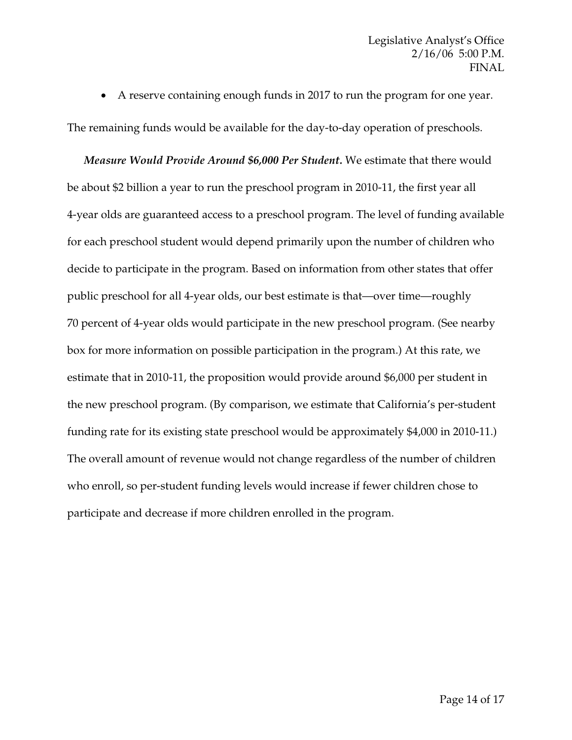- A reserve containing enough funds in 2017 to run the program for one year.

The remaining funds would be available for the day-to-day operation of preschools.

***Measure Would Provide Around $6,000 Per Student.*** We estimate that there would be about $2 billion a year to run the preschool program in 2010-11, the first year all 4-year olds are guaranteed access to a preschool program. The level of funding available for each preschool student would depend primarily upon the number of children who decide to participate in the program. Based on information from other states that offer public preschool for all 4-year olds, our best estimate is that—over time—roughly 70 percent of 4-year olds would participate in the new preschool program. (See nearby box for more information on possible participation in the program.) At this rate, we estimate that in 2010-11, the proposition would provide around $6,000 per student in the new preschool program. (By comparison, we estimate that California's per-student funding rate for its existing state preschool would be approximately $4,000 in 2010-11.) The overall amount of revenue would not change regardless of the number of children who enroll, so per-student funding levels would increase if fewer children chose to participate and decrease if more children enrolled in the program.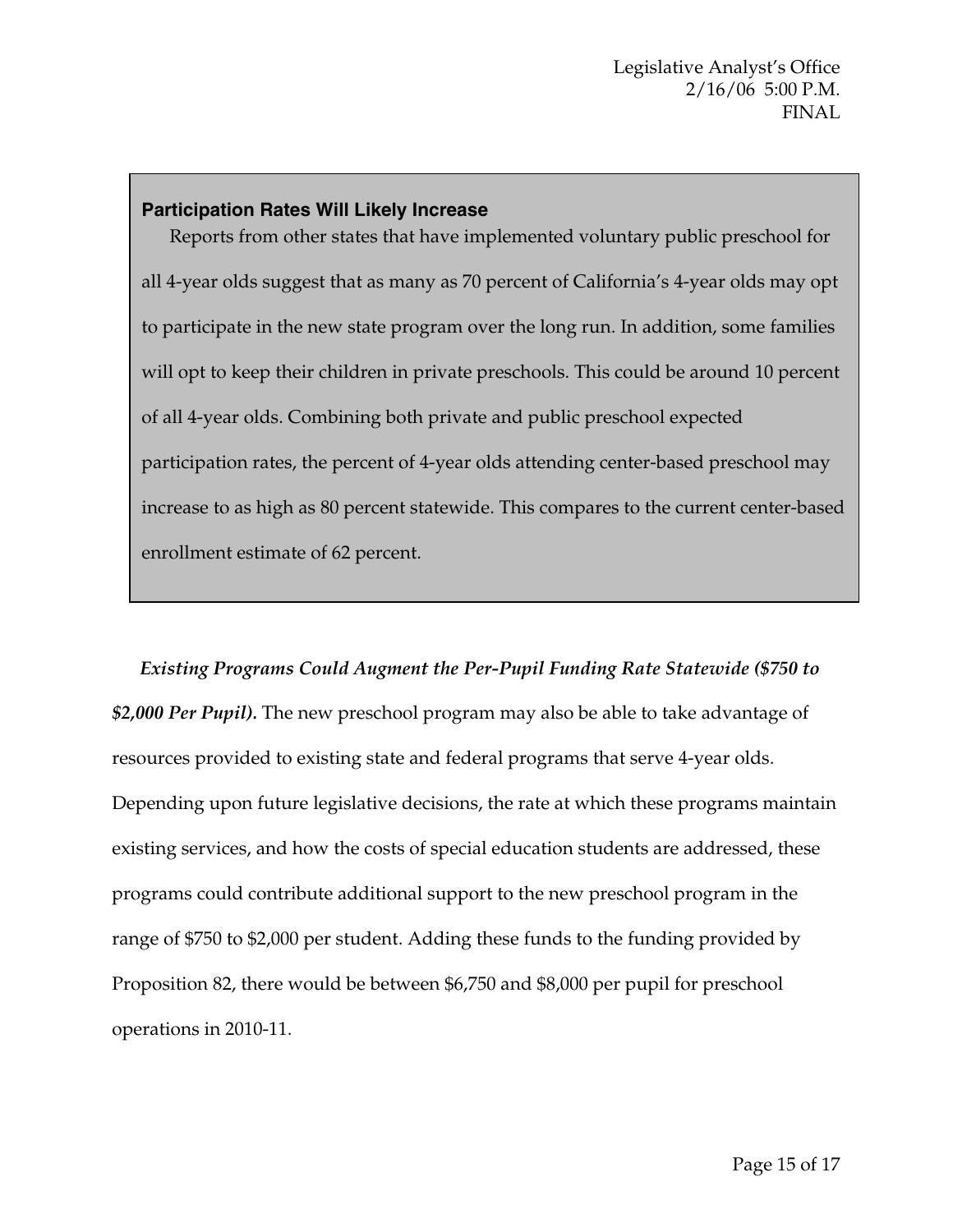**Participation Rates Will Likely Increase**

Reports from other states that have implemented voluntary public preschool for all 4-year olds suggest that as many as 70 percent of California's 4-year olds may opt to participate in the new state program over the long run. In addition, some families will opt to keep their children in private preschools. This could be around 10 percent of all 4-year olds. Combining both private and public preschool expected participation rates, the percent of 4-year olds attending center-based preschool may increase to as high as 80 percent statewide. This compares to the current center-based enrollment estimate of 62 percent.

***Existing Programs Could Augment the Per-Pupil Funding Rate Statewide ($750 to $2,000 Per Pupil).*** The new preschool program may also be able to take advantage of resources provided to existing state and federal programs that serve 4-year olds. Depending upon future legislative decisions, the rate at which these programs maintain existing services, and how the costs of special education students are addressed, these programs could contribute additional support to the new preschool program in the range of $750 to $2,000 per student. Adding these funds to the funding provided by Proposition 82, there would be between $6,750 and $8,000 per pupil for preschool operations in 2010-11.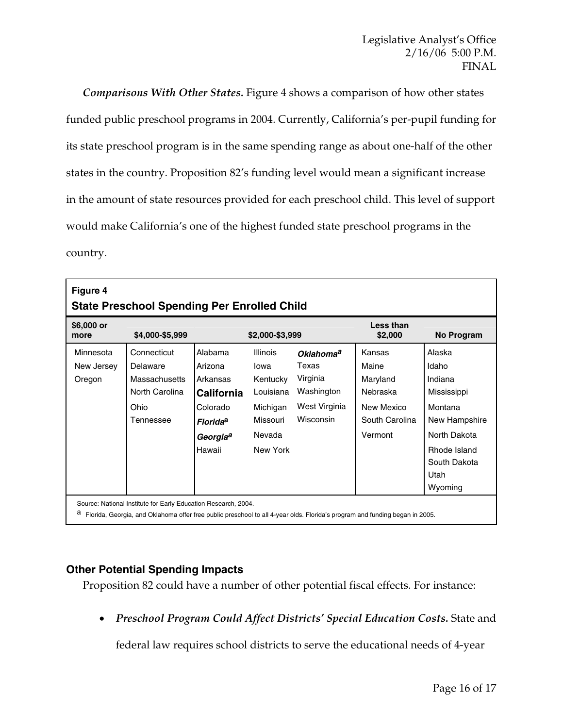***Comparisons With Other States.*** Figure 4 shows a comparison of how other states funded public preschool programs in 2004. Currently, California's per-pupil funding for its state preschool program is in the same spending range as about one-half of the other states in the country. Proposition 82's funding level would mean a significant increase in the amount of state resources provided for each preschool child. This level of support would make California's one of the highest funded state preschool programs in the country.

**Figure 4**
**State Preschool Spending Per Enrolled Child**

| $6,000 or more | $4,000-$5,999 | $2,000-$3,999 | | | Less than $2,000 | No Program |
|---|---|---|---|---|---|---|
| Minnesota | Connecticut | Alabama | Illinois | ***Oklahoma*** [a] | Kansas | Alaska |
| New Jersey | Delaware | Arizona | Iowa | Texas | Maine | Idaho |
| Oregon | Massachusetts | Arkansas | Kentucky | Virginia | Maryland | Indiana |
| | North Carolina | **California** | Louisiana | Washington | Nebraska | Mississippi |
| | Ohio | Colorado | Michigan | West Virginia | New Mexico | Montana |
| | Tennessee | ***Florida*** [a] | Missouri | Wisconsin | South Carolina | New Hampshire |
| | | ***Georgia*** [a] | Nevada | | Vermont | North Dakota |
| | | Hawaii | New York | | | Rhode Island |
| | | | | | | South Dakota |
| | | | | | | Utah |
| | | | | | | Wyoming |

Source: National Institute for Early Education Research, 2004.

[a] Florida, Georgia, and Oklahoma offer free public preschool to all 4-year olds. Florida's program and funding began in 2005.

## Other Potential Spending Impacts

Proposition 82 could have a number of other potential fiscal effects. For instance:

- ***Preschool Program Could Affect Districts' Special Education Costs.*** State and federal law requires school districts to serve the educational needs of 4-year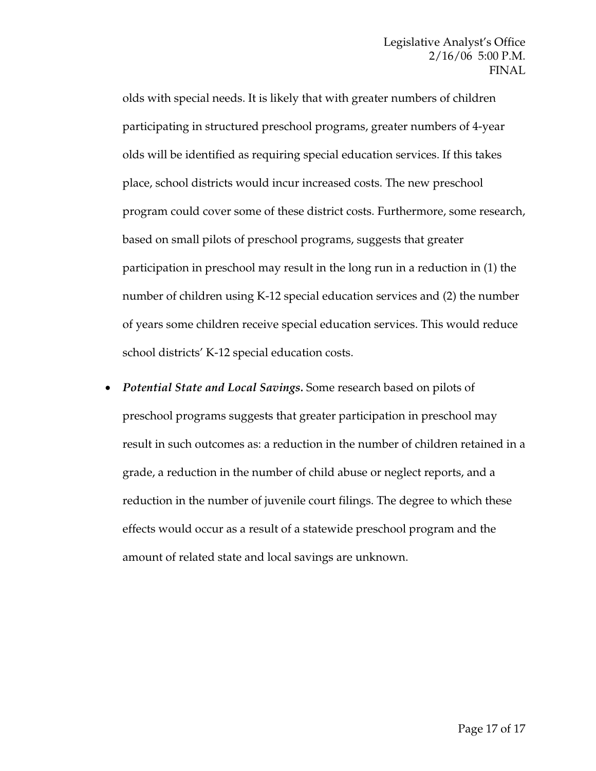olds with special needs. It is likely that with greater numbers of children participating in structured preschool programs, greater numbers of 4-year olds will be identified as requiring special education services. If this takes place, school districts would incur increased costs. The new preschool program could cover some of these district costs. Furthermore, some research, based on small pilots of preschool programs, suggests that greater participation in preschool may result in the long run in a reduction in (1) the number of children using K-12 special education services and (2) the number of years some children receive special education services. This would reduce school districts' K-12 special education costs.

- ***Potential State and Local Savings.*** Some research based on pilots of preschool programs suggests that greater participation in preschool may result in such outcomes as: a reduction in the number of children retained in a grade, a reduction in the number of child abuse or neglect reports, and a reduction in the number of juvenile court filings. The degree to which these effects would occur as a result of a statewide preschool program and the amount of related state and local savings are unknown.